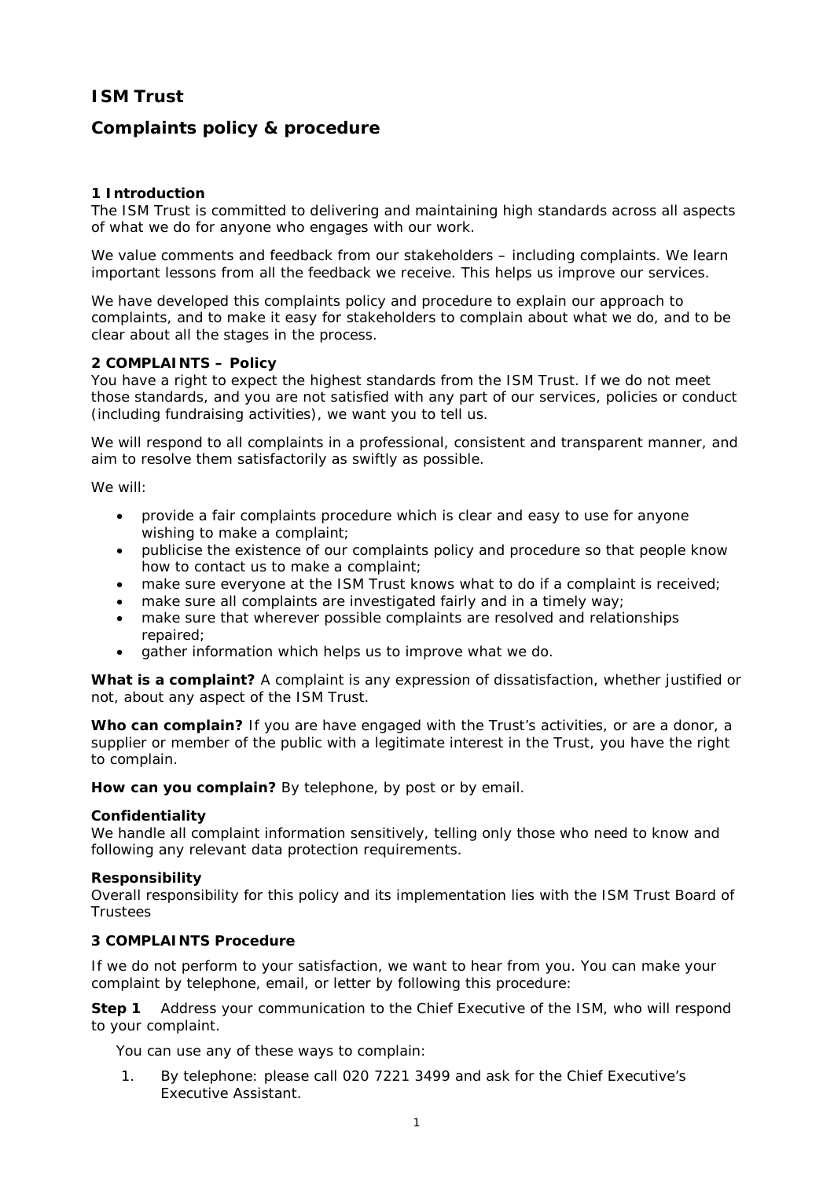# ISM Trust

## Complaints policy & procedure

### 1 Introduction

The ISM Trust is committed to delivering and maintaining high standards across all aspects of what we do for anyone who engages with our work.

We value comments and feedback from our stakeholders – including complaints. We learn important lessons from all the feedback we receive. This helps us improve our services.

We have developed this complaints policy and procedure to explain our approach to complaints, and to make it easy for stakeholders to complain about what we do, and to be clear about all the stages in the process.

### 2 COMPLAINTS – Policy

You have a right to expect the highest standards from the ISM Trust. If we do not meet those standards, and you are not satisfied with any part of our services, policies or conduct (including fundraising activities), we want you to tell us.

We will respond to all complaints in a professional, consistent and transparent manner, and aim to resolve them satisfactorily as swiftly as possible.

We will:

- provide a fair complaints procedure which is clear and easy to use for anyone wishing to make a complaint;
- publicise the existence of our complaints policy and procedure so that people know how to contact us to make a complaint;
- make sure everyone at the ISM Trust knows what to do if a complaint is received;
- make sure all complaints are investigated fairly and in a timely way;
- make sure that wherever possible complaints are resolved and relationships repaired;
- gather information which helps us to improve what we do.

**What is a complaint?** A complaint is any expression of dissatisfaction, whether justified or not, about any aspect of the ISM Trust.

**Who can complain?** If you are have engaged with the Trust's activities, or are a donor, a supplier or member of the public with a legitimate interest in the Trust, you have the right to complain.

**How can you complain?** By telephone, by post or by email.

**Confidentiality**
We handle all complaint information sensitively, telling only those who need to know and following any relevant data protection requirements.

**Responsibility**
Overall responsibility for this policy and its implementation lies with the ISM Trust Board of Trustees

### 3 COMPLAINTS Procedure

If we do not perform to your satisfaction, we want to hear from you. You can make your complaint by telephone, email, or letter by following this procedure:

**Step 1** Address your communication to the Chief Executive of the ISM, who will respond to your complaint.

You can use any of these ways to complain:

1. By telephone: please call 020 7221 3499 and ask for the Chief Executive's Executive Assistant.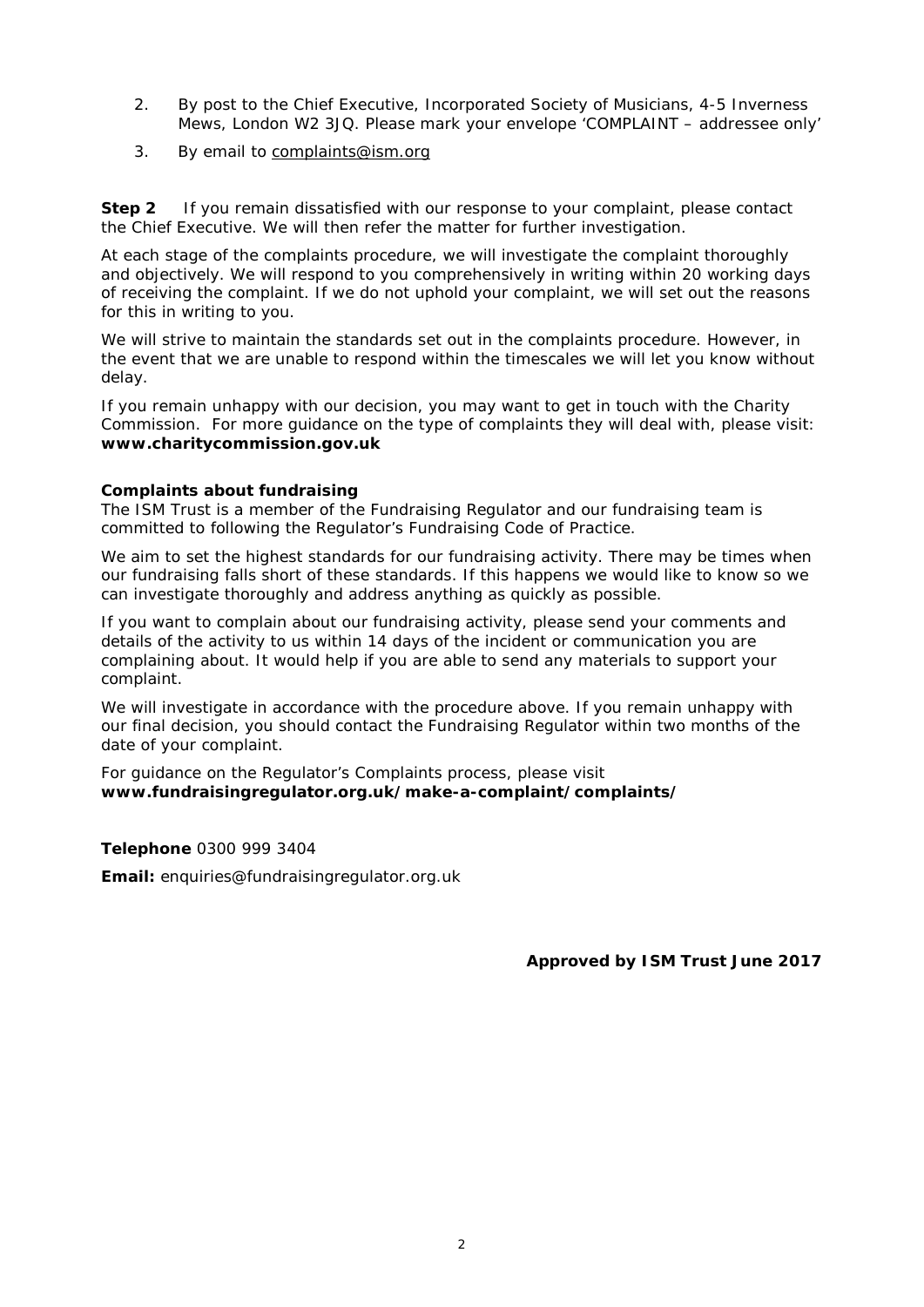2. By post to the Chief Executive, Incorporated Society of Musicians, 4-5 Inverness Mews, London W2 3JQ. Please mark your envelope 'COMPLAINT – addressee only'
3. By email to complaints@ism.org

**Step 2** If you remain dissatisfied with our response to your complaint, please contact the Chief Executive. We will then refer the matter for further investigation.

At each stage of the complaints procedure, we will investigate the complaint thoroughly and objectively. We will respond to you comprehensively in writing within 20 working days of receiving the complaint. If we do not uphold your complaint, we will set out the reasons for this in writing to you.

We will strive to maintain the standards set out in the complaints procedure. However, in the event that we are unable to respond within the timescales we will let you know without delay.

If you remain unhappy with our decision, you may want to get in touch with the Charity Commission. For more guidance on the type of complaints they will deal with, please visit: **www.charitycommission.gov.uk**

**Complaints about fundraising**

The ISM Trust is a member of the Fundraising Regulator and our fundraising team is committed to following the Regulator's Fundraising Code of Practice.

We aim to set the highest standards for our fundraising activity. There may be times when our fundraising falls short of these standards. If this happens we would like to know so we can investigate thoroughly and address anything as quickly as possible.

If you want to complain about our fundraising activity, please send your comments and details of the activity to us within 14 days of the incident or communication you are complaining about. It would help if you are able to send any materials to support your complaint.

We will investigate in accordance with the procedure above. If you remain unhappy with our final decision, you should contact the Fundraising Regulator within two months of the date of your complaint.

For guidance on the Regulator's Complaints process, please visit **www.fundraisingregulator.org.uk/make-a-complaint/complaints/**

**Telephone** 0300 999 3404

**Email:** enquiries@fundraisingregulator.org.uk

**Approved by ISM Trust June 2017**